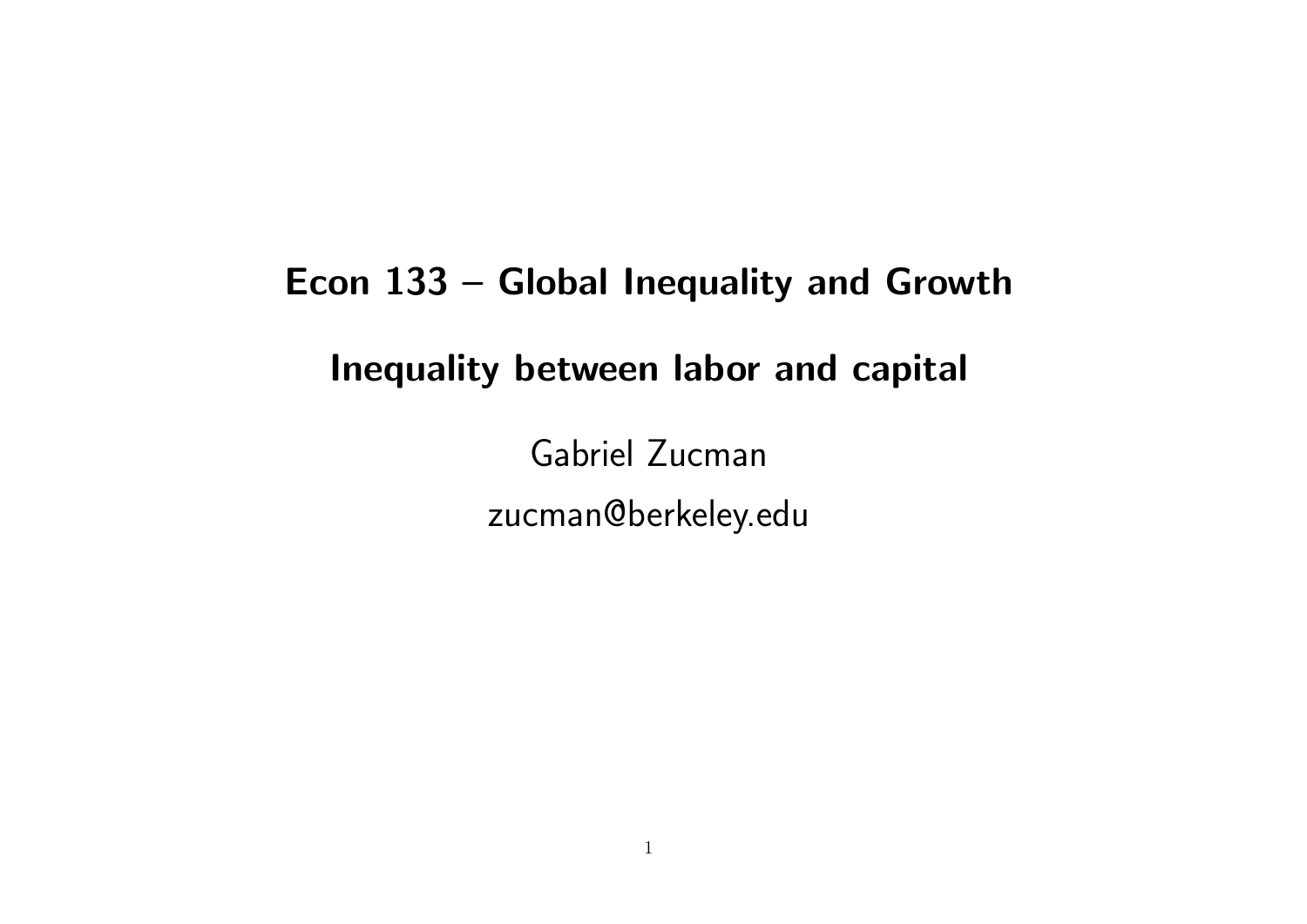# Econ 133 – Global Inequality and Growth

## Inequality between labor and capital

Gabriel Zucman

zucman@berkeley.edu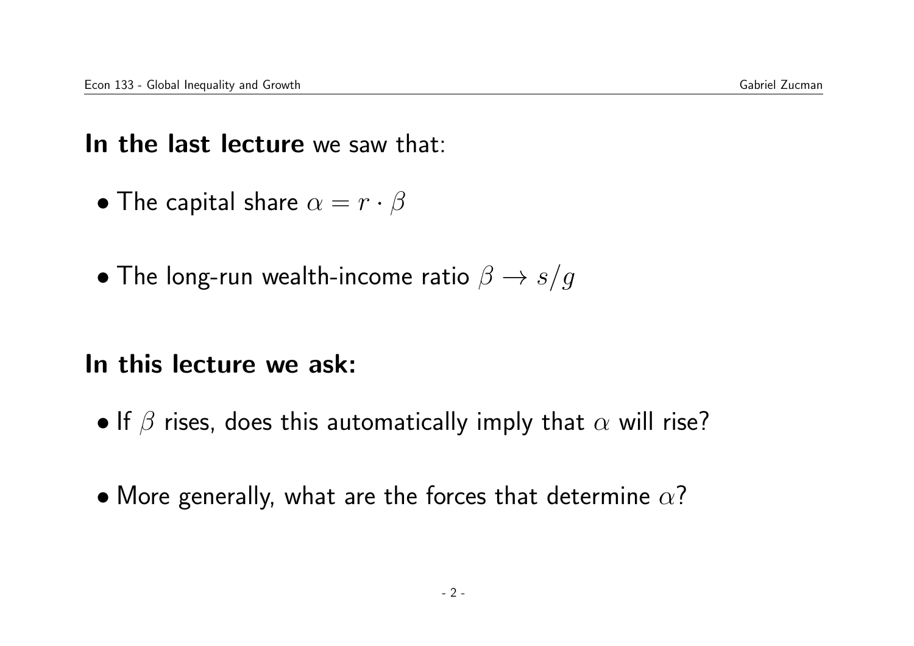**In the last lecture** we saw that:

- The capital share $\alpha = r \cdot \beta$
- The long-run wealth-income ratio $\beta \to s/g$

**In this lecture we ask:**

- If $\beta$ rises, does this automatically imply that $\alpha$ will rise?
- More generally, what are the forces that determine $\alpha$?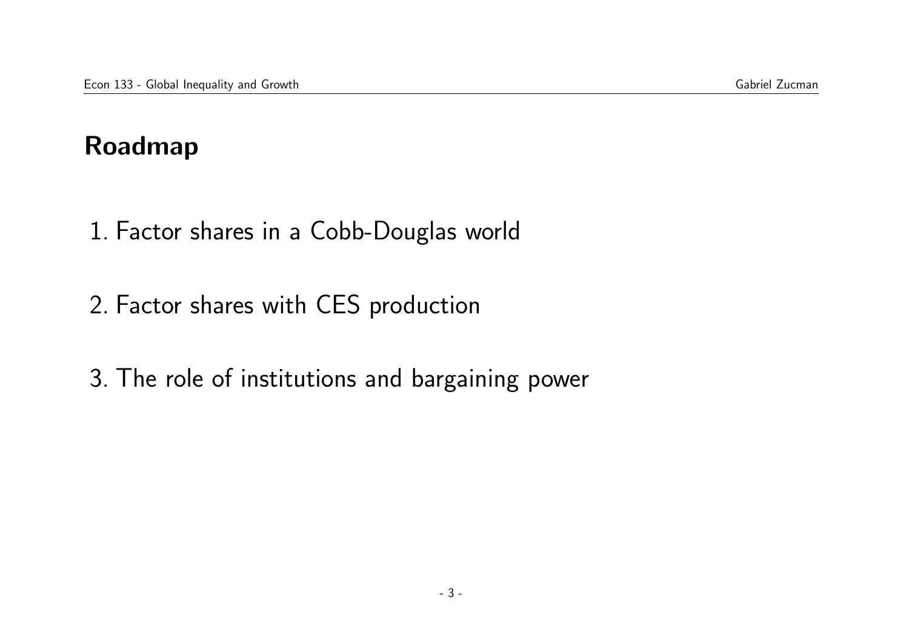## Roadmap

1. Factor shares in a Cobb-Douglas world

2. Factor shares with CES production

3. The role of institutions and bargaining power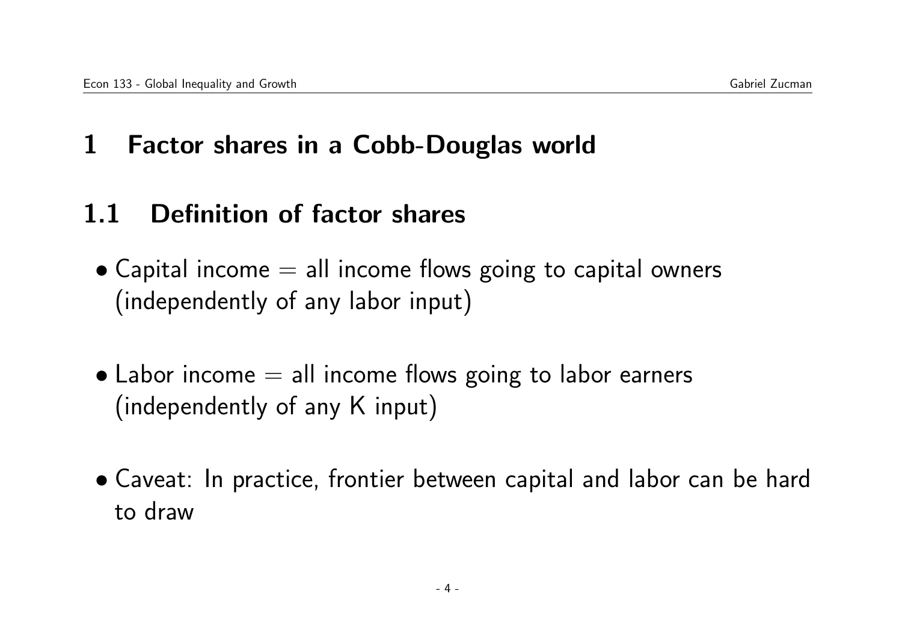# 1 Factor shares in a Cobb-Douglas world

## 1.1 Definition of factor shares

- Capital income = all income flows going to capital owners (independently of any labor input)

- Labor income = all income flows going to labor earners (independently of any K input)

- Caveat: In practice, frontier between capital and labor can be hard to draw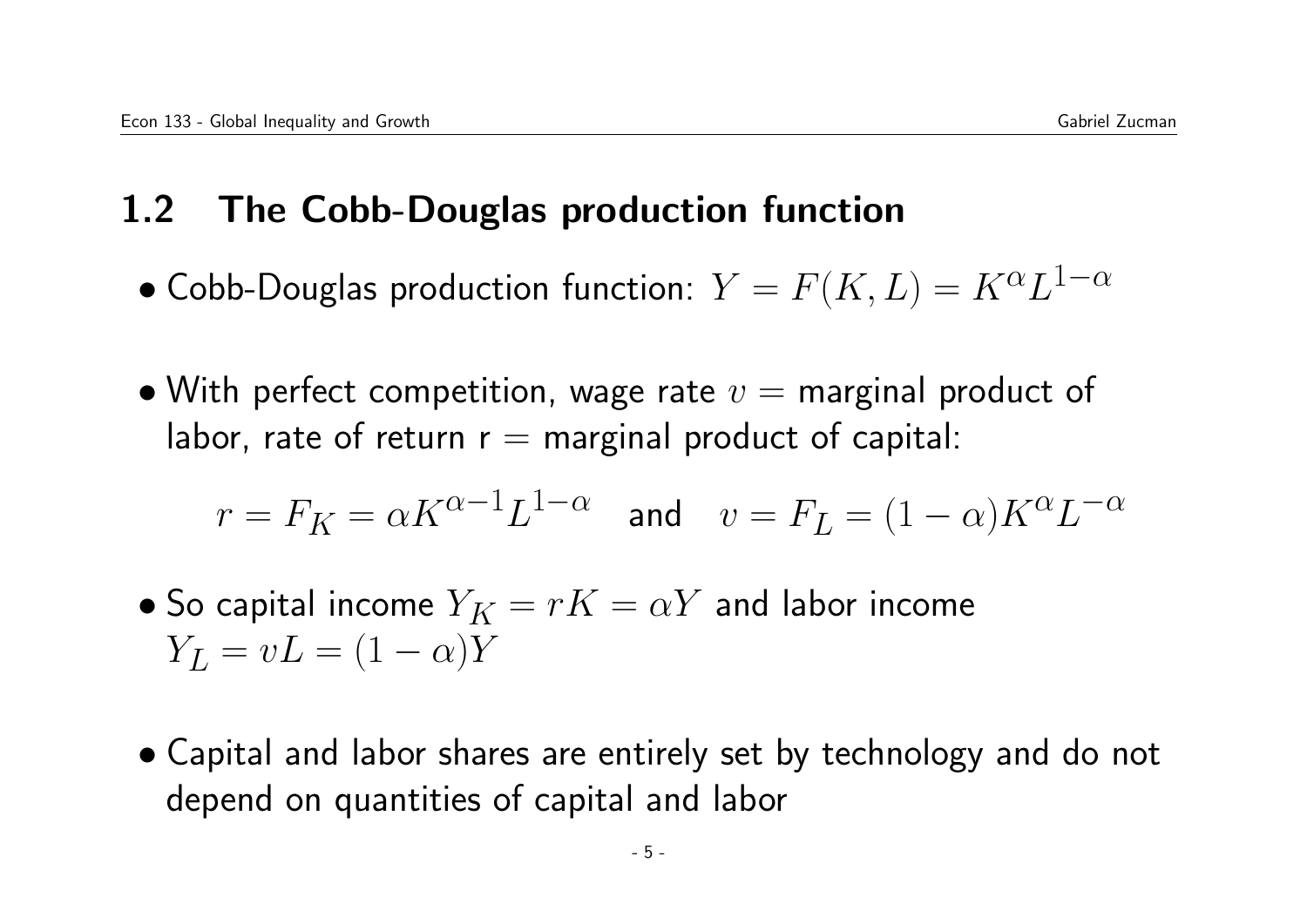## 1.2 The Cobb-Douglas production function

- Cobb-Douglas production function: $Y = F(K, L) = K^{\alpha}L^{1-\alpha}$

- With perfect competition, wage rate $v =$ marginal product of labor, rate of return r = marginal product of capital:

$$r = F_K = \alpha K^{\alpha-1}L^{1-\alpha} \quad \text{and} \quad v = F_L = (1-\alpha)K^{\alpha}L^{-\alpha}$$

- So capital income $Y_K = rK = \alpha Y$ and labor income $Y_L = vL = (1-\alpha)Y$

- Capital and labor shares are entirely set by technology and do not depend on quantities of capital and labor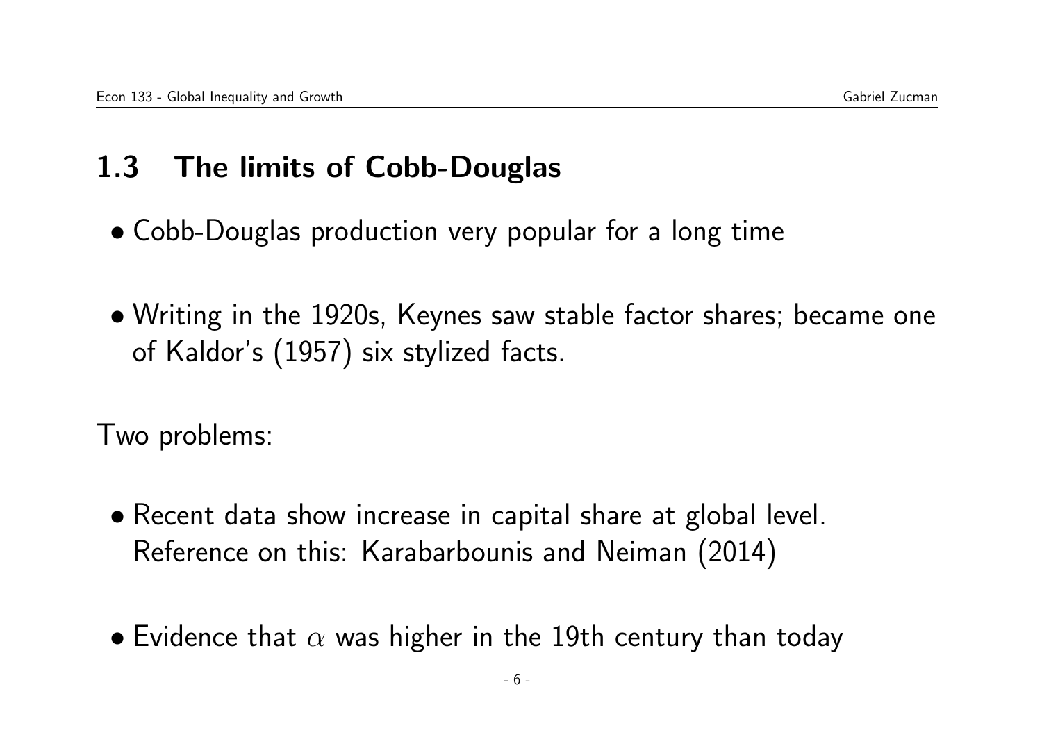## 1.3 The limits of Cobb-Douglas

- Cobb-Douglas production very popular for a long time
- Writing in the 1920s, Keynes saw stable factor shares; became one of Kaldor's (1957) six stylized facts.

Two problems:

- Recent data show increase in capital share at global level. Reference on this: Karabarbounis and Neiman (2014)
- Evidence that $\alpha$ was higher in the 19th century than today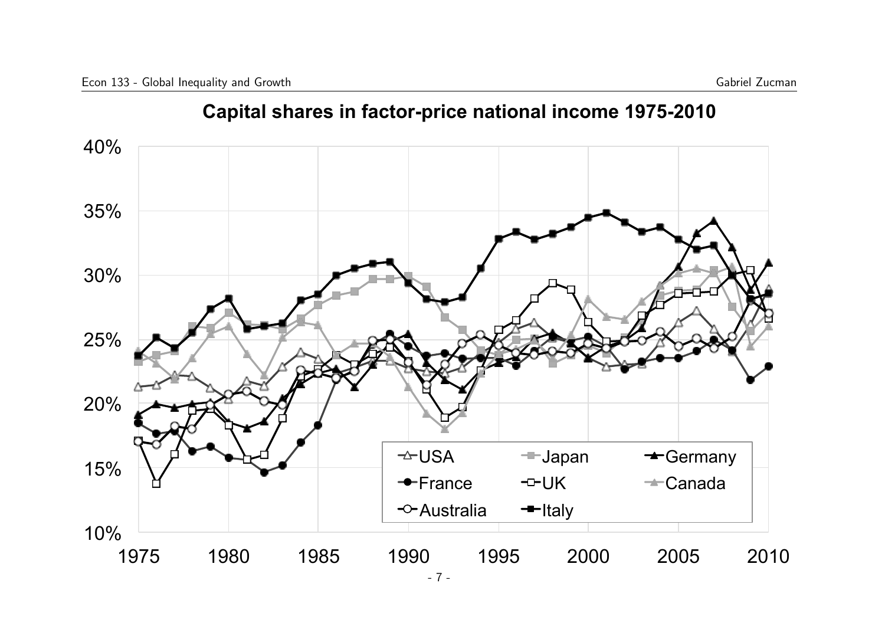## Capital shares in factor-price national income 1975-2010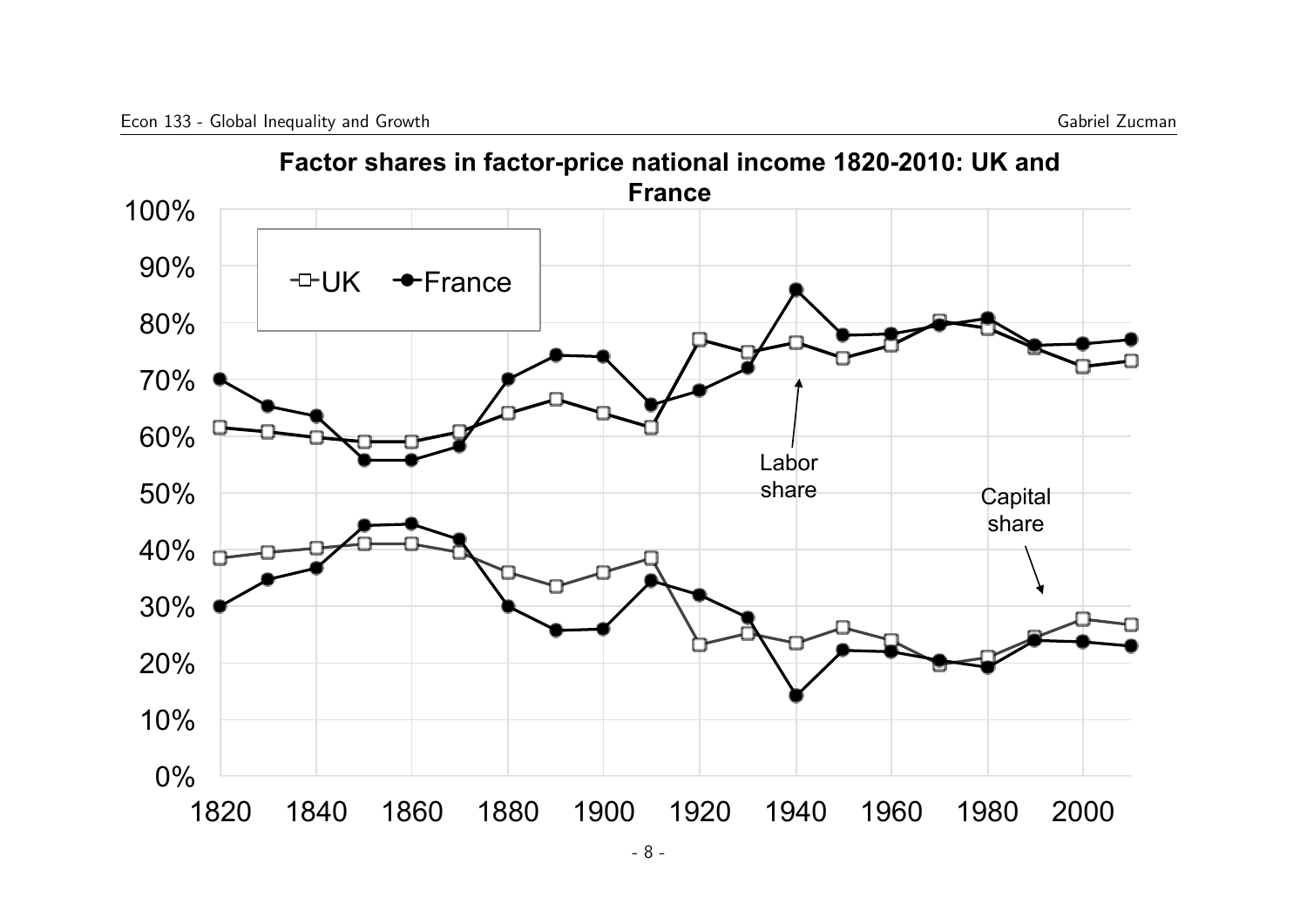## Factor shares in factor-price national income 1820-2010: UK and France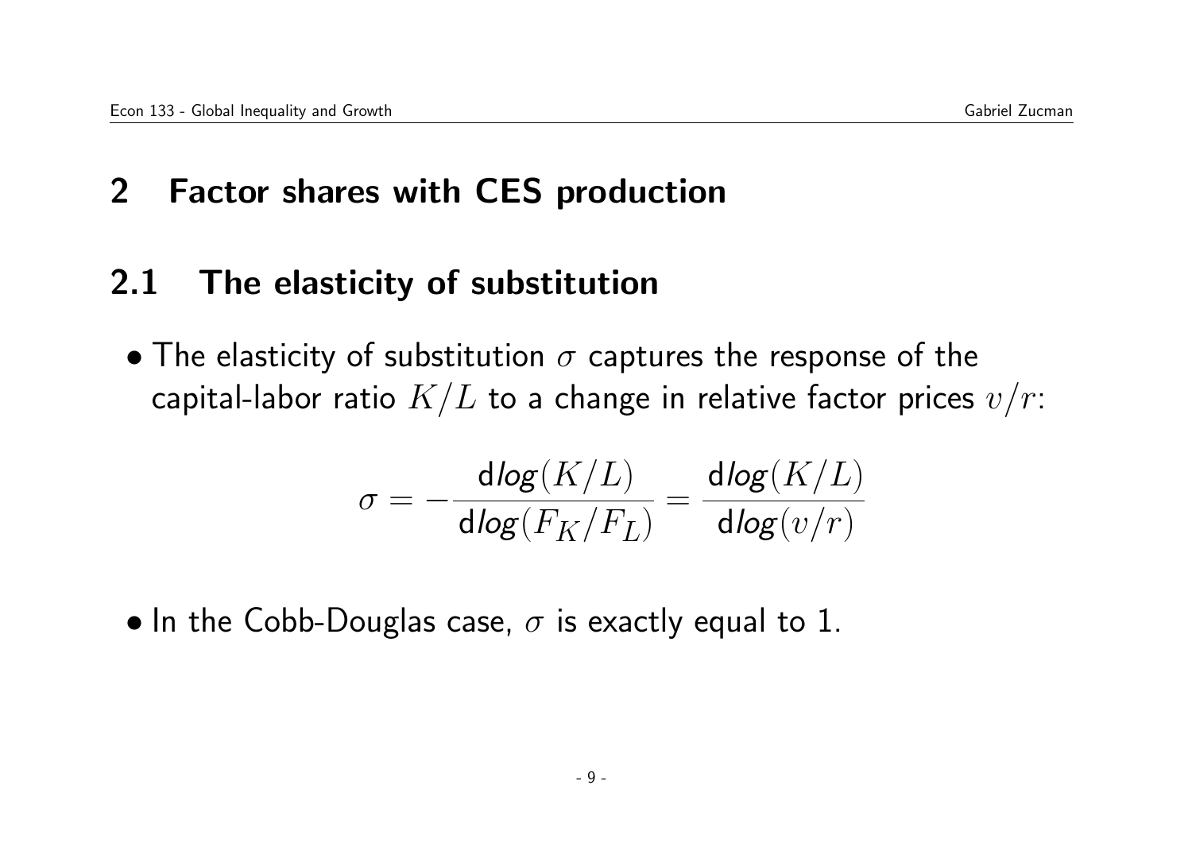# 2 Factor shares with CES production

## 2.1 The elasticity of substitution

- The elasticity of substitution $\sigma$ captures the response of the capital-labor ratio $K/L$ to a change in relative factor prices $v/r$:

$$\sigma = -\frac{\mathrm{d}log(K/L)}{\mathrm{d}log(F_K/F_L)} = \frac{\mathrm{d}log(K/L)}{\mathrm{d}log(v/r)}$$

- In the Cobb-Douglas case, $\sigma$ is exactly equal to 1.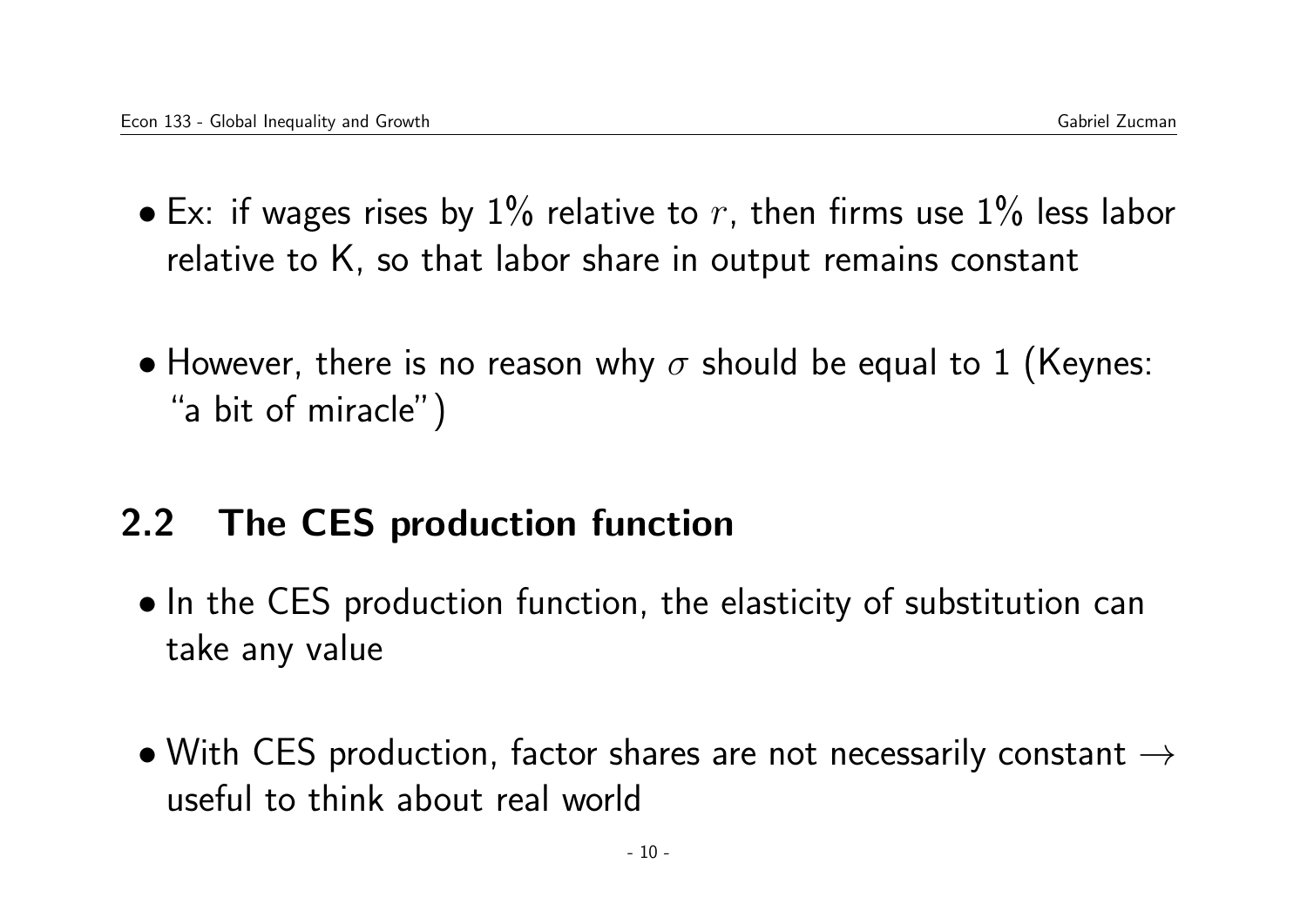- Ex: if wages rises by 1% relative to $r$, then firms use 1% less labor relative to K, so that labor share in output remains constant

- However, there is no reason why $\sigma$ should be equal to 1 (Keynes: "a bit of miracle")

## 2.2 The CES production function

- In the CES production function, the elasticity of substitution can take any value

- With CES production, factor shares are not necessarily constant $\rightarrow$ useful to think about real world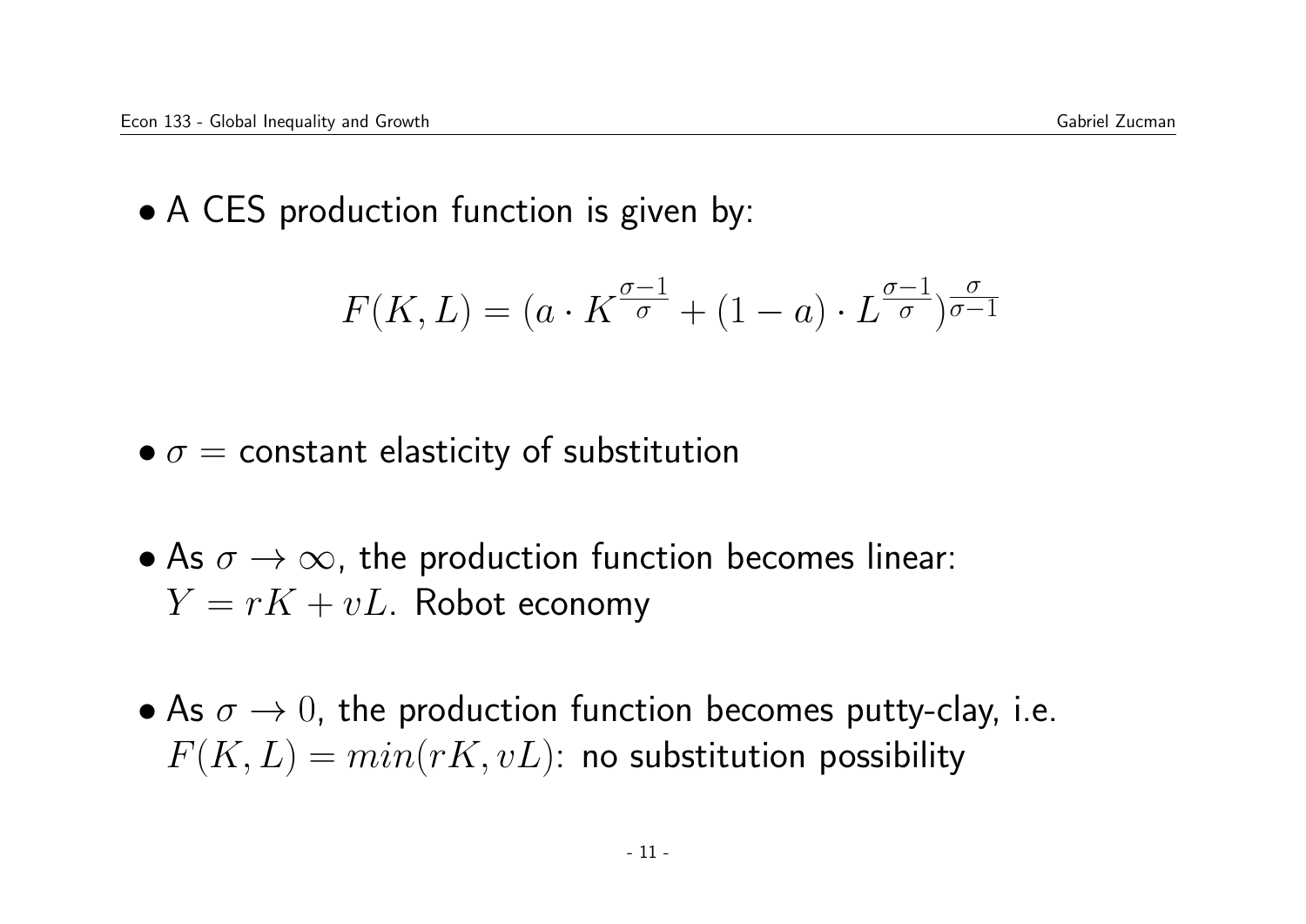- A CES production function is given by:

$$F(K, L) = (a \cdot K^{\frac{\sigma-1}{\sigma}} + (1-a) \cdot L^{\frac{\sigma-1}{\sigma}})^{\frac{\sigma}{\sigma-1}}$$

- $\sigma =$ constant elasticity of substitution

- As $\sigma \to \infty$, the production function becomes linear: $Y = rK + vL$. Robot economy

- As $\sigma \to 0$, the production function becomes putty-clay, i.e. $F(K, L) = min(rK, vL)$: no substitution possibility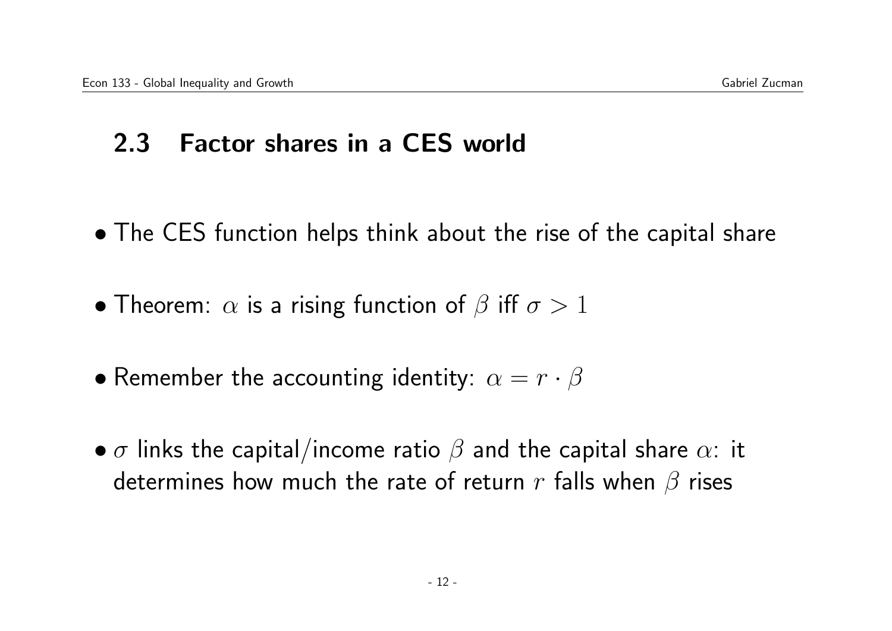## 2.3 Factor shares in a CES world

- The CES function helps think about the rise of the capital share
- Theorem: $\alpha$ is a rising function of $\beta$ iff $\sigma > 1$
- Remember the accounting identity: $\alpha = r \cdot \beta$
- $\sigma$ links the capital/income ratio $\beta$ and the capital share $\alpha$: it determines how much the rate of return $r$ falls when $\beta$ rises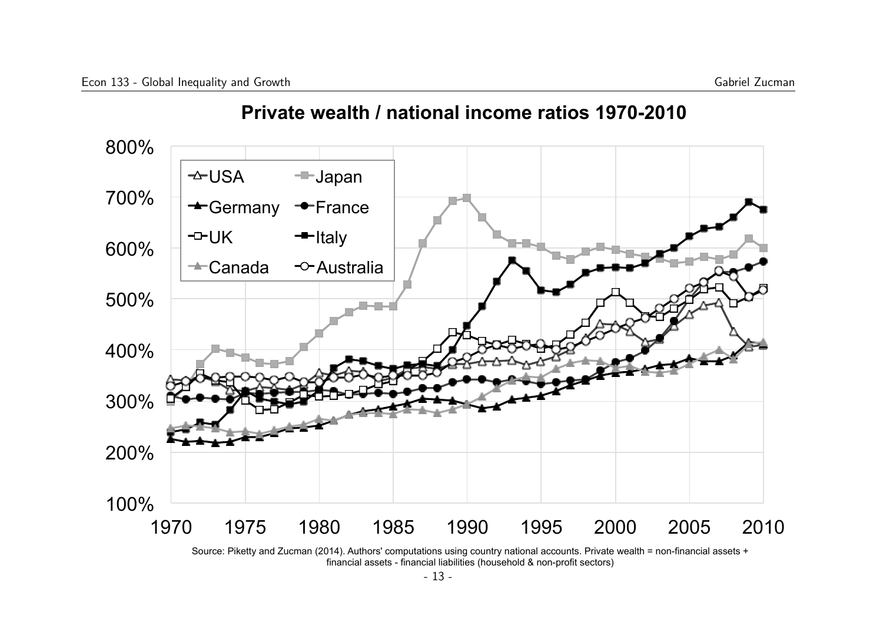## Private wealth / national income ratios 1970-2010

Source: Piketty and Zucman (2014). Authors' computations using country national accounts. Private wealth = non-financial assets + financial assets - financial liabilities (household & non-profit sectors)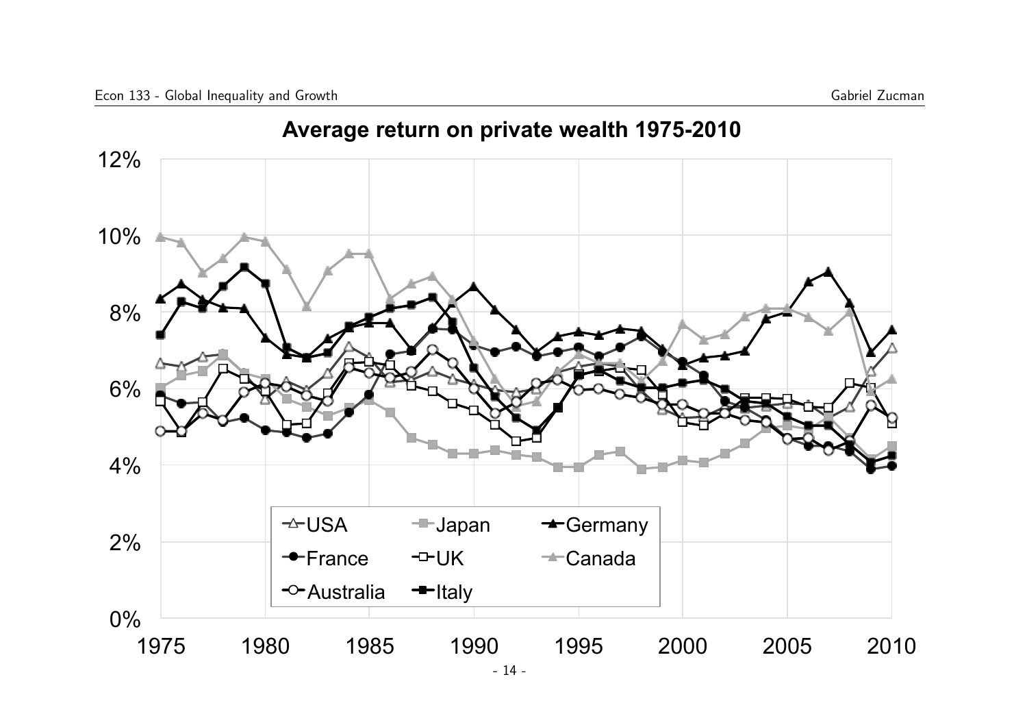## Average return on private wealth 1975-2010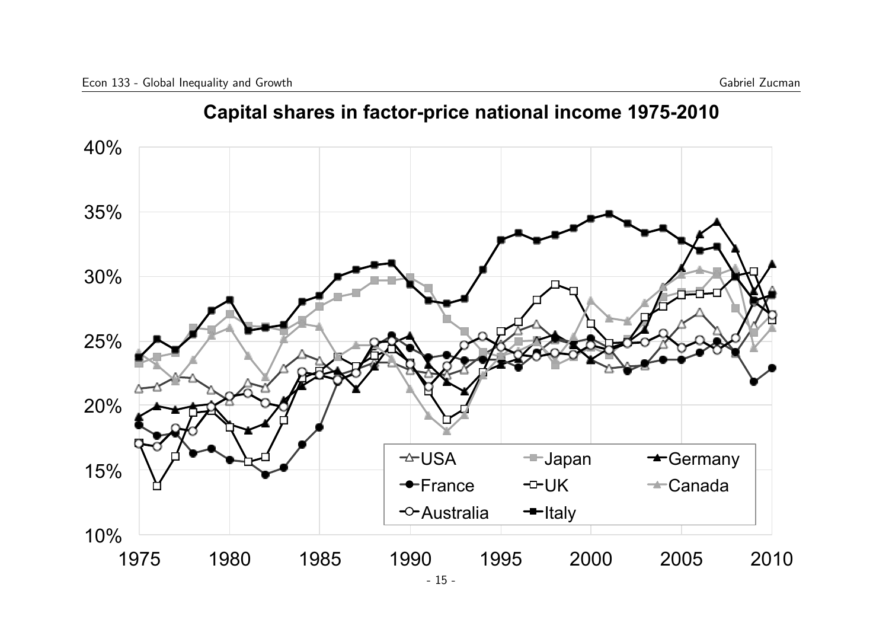## Capital shares in factor-price national income 1975-2010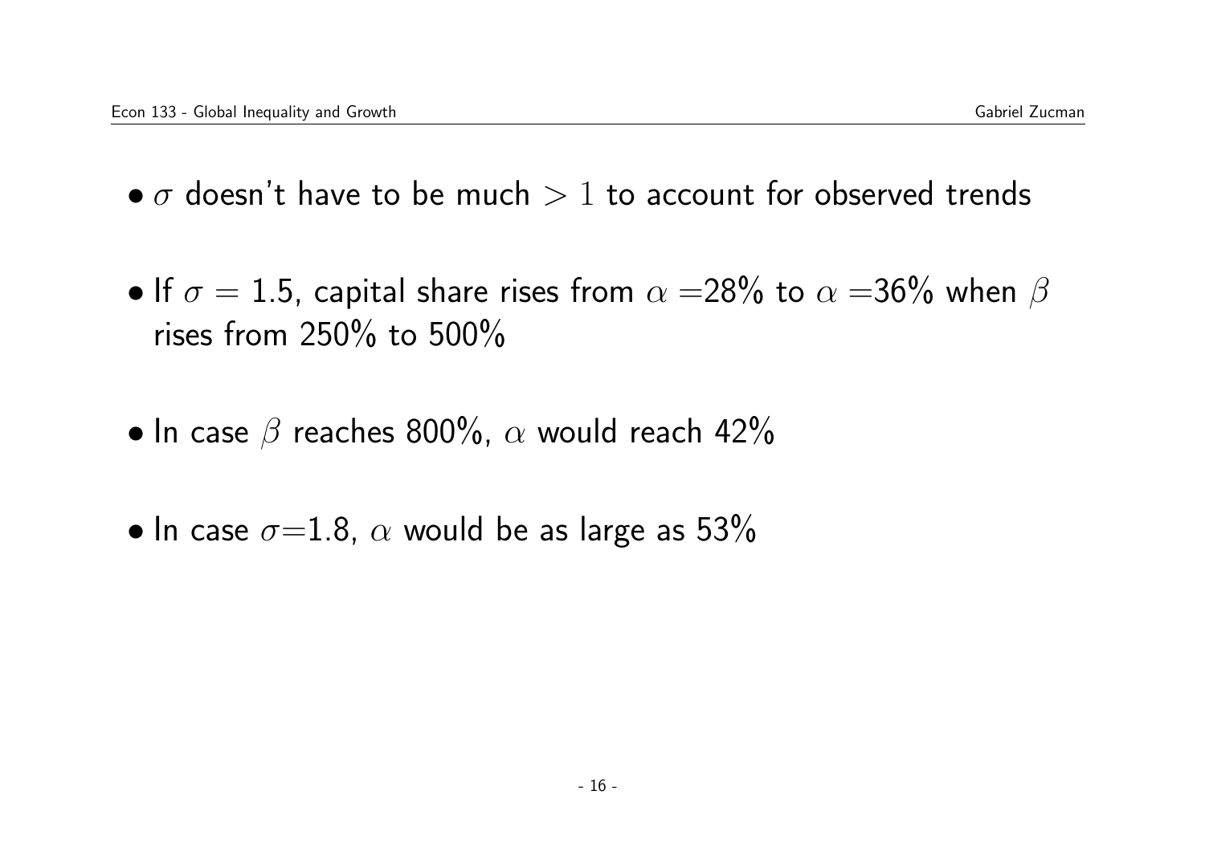- $\sigma$ doesn't have to be much $> 1$ to account for observed trends

- If $\sigma = 1.5$, capital share rises from $\alpha =$28% to $\alpha =$36% when $\beta$ rises from 250% to 500%

- In case $\beta$ reaches 800%, $\alpha$ would reach 42%

- In case $\sigma$=1.8, $\alpha$ would be as large as 53%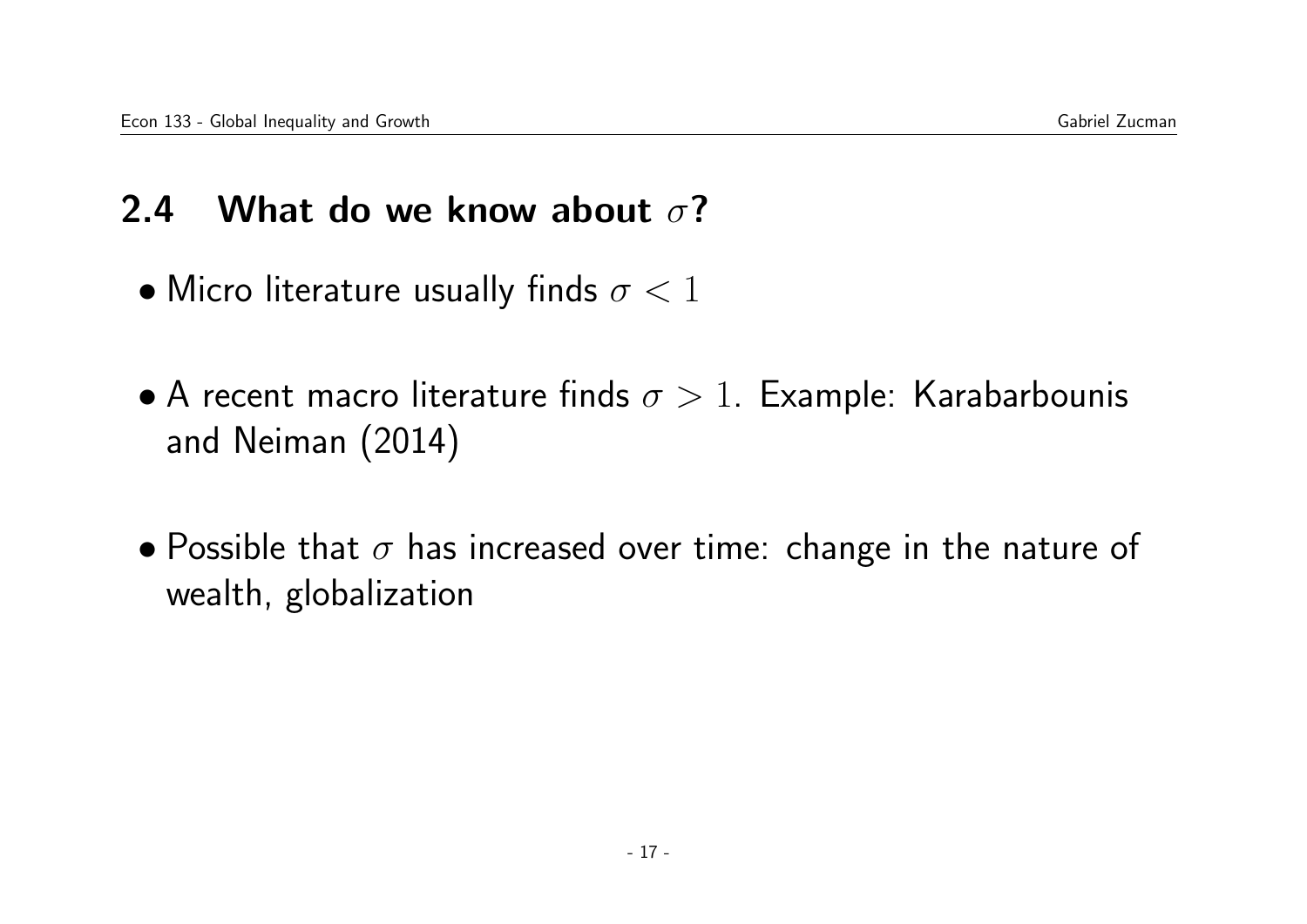## 2.4 What do we know about $\sigma$?

- Micro literature usually finds $\sigma < 1$
- A recent macro literature finds $\sigma > 1$. Example: Karabarbounis and Neiman (2014)
- Possible that $\sigma$ has increased over time: change in the nature of wealth, globalization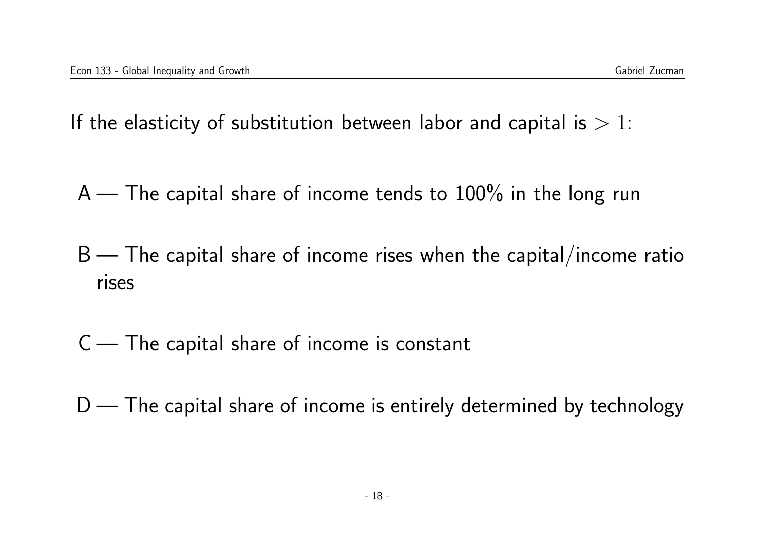If the elasticity of substitution between labor and capital is $> 1$:

A — The capital share of income tends to 100% in the long run

B — The capital share of income rises when the capital/income ratio rises

C — The capital share of income is constant

D — The capital share of income is entirely determined by technology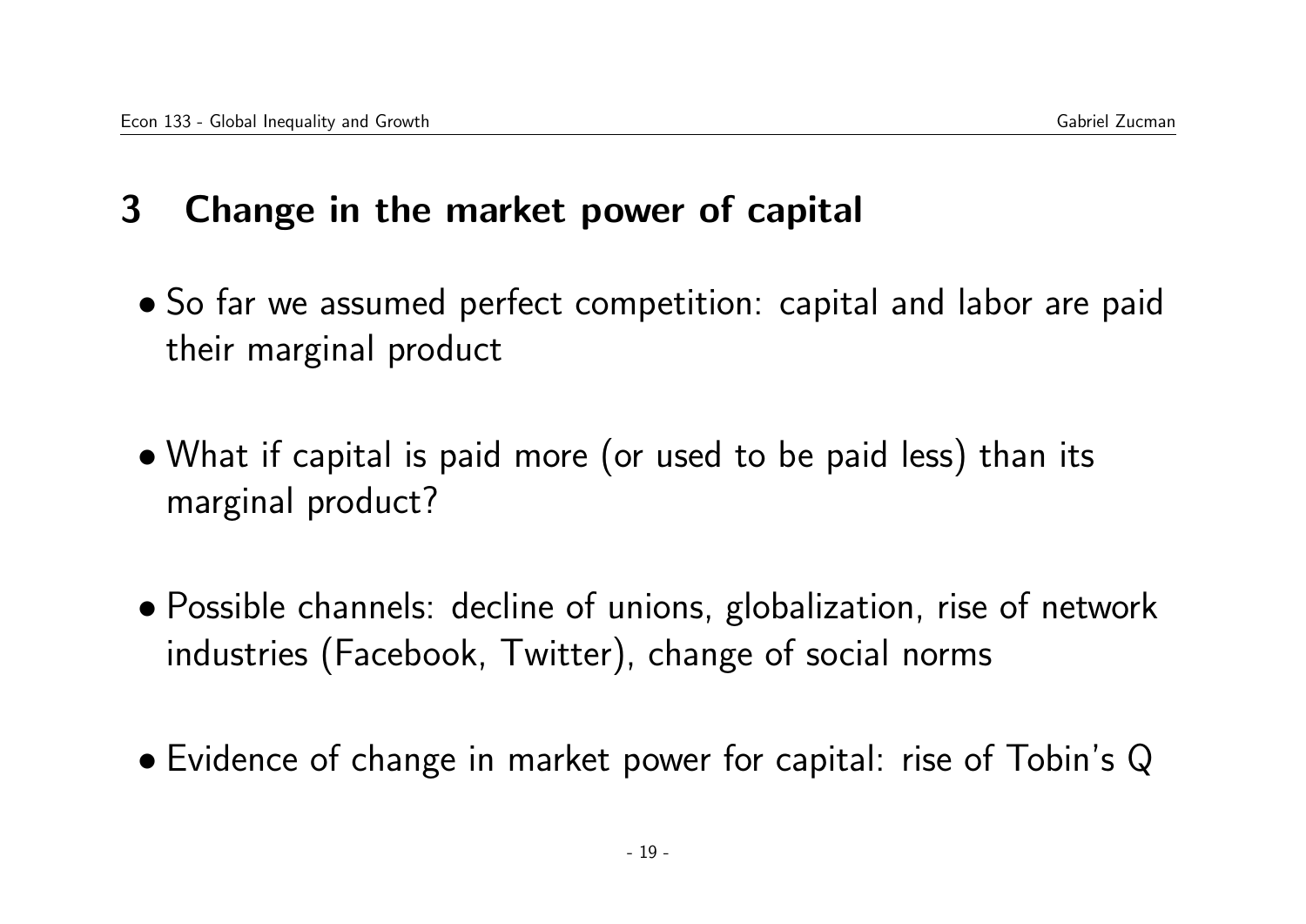## 3 Change in the market power of capital

- So far we assumed perfect competition: capital and labor are paid their marginal product
- What if capital is paid more (or used to be paid less) than its marginal product?
- Possible channels: decline of unions, globalization, rise of network industries (Facebook, Twitter), change of social norms
- Evidence of change in market power for capital: rise of Tobin's Q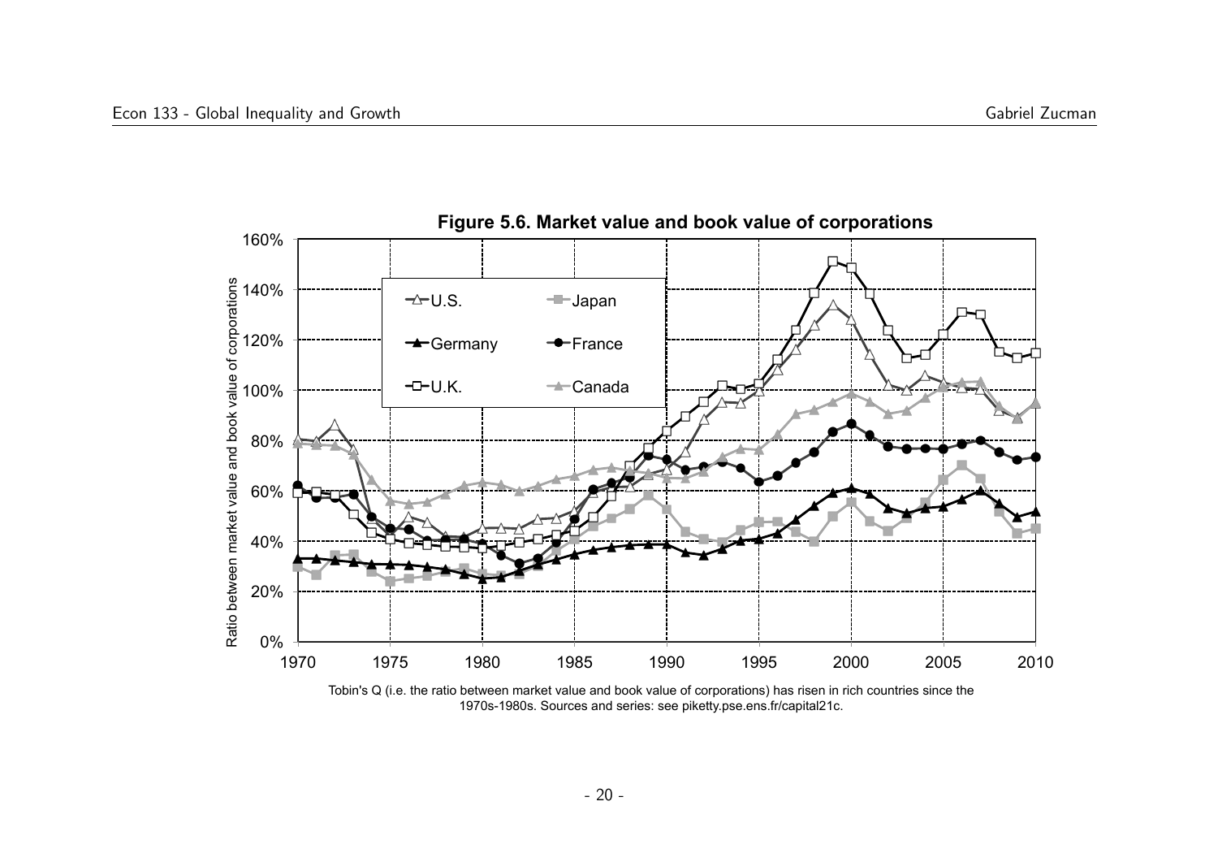**Figure 5.6. Market value and book value of corporations**

Tobin's Q (i.e. the ratio between market value and book value of corporations) has risen in rich countries since the 1970s-1980s. Sources and series: see piketty.pse.ens.fr/capital21c.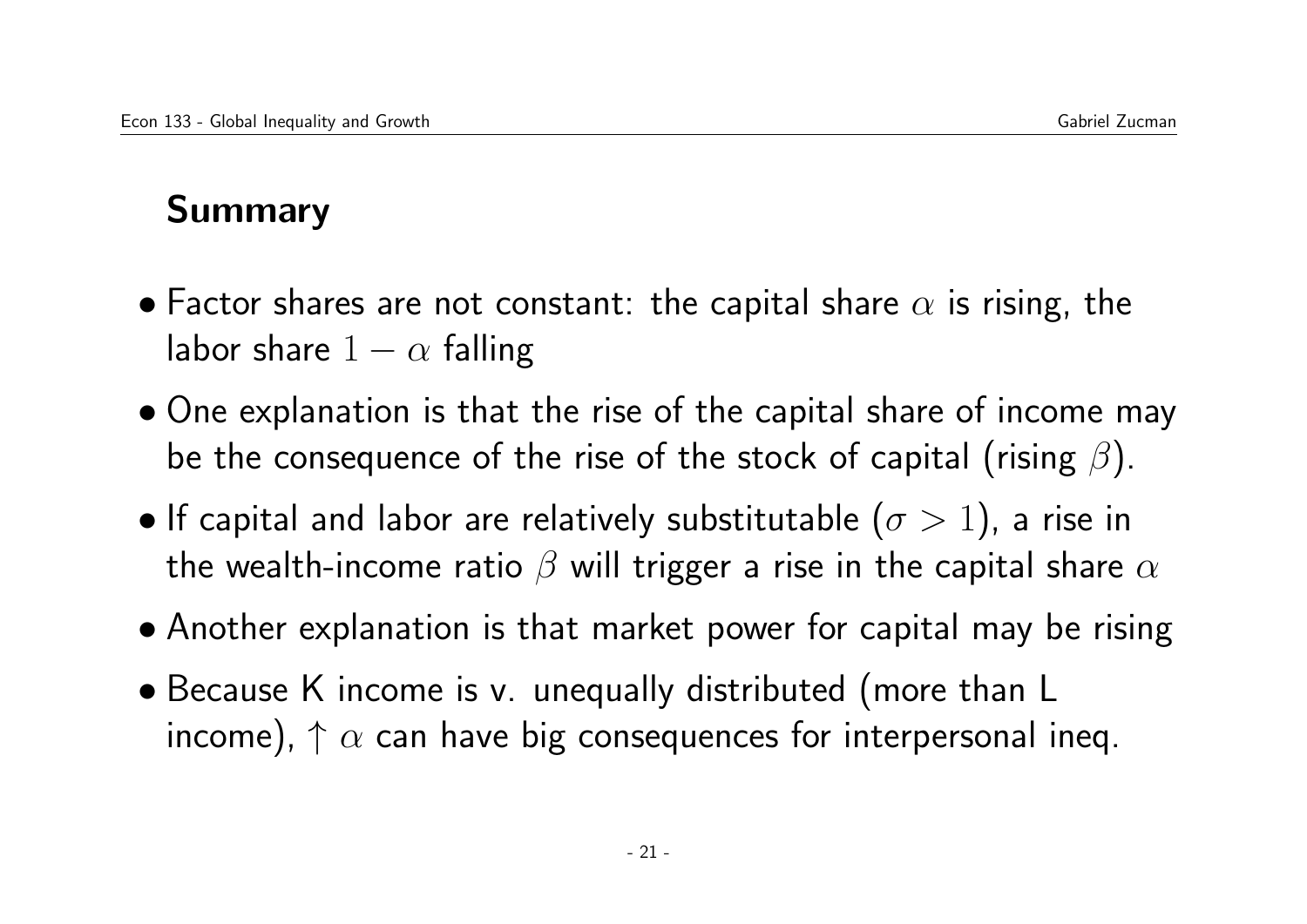## Summary

- Factor shares are not constant: the capital share $\alpha$ is rising, the labor share $1 - \alpha$ falling
- One explanation is that the rise of the capital share of income may be the consequence of the rise of the stock of capital (rising $\beta$).
- If capital and labor are relatively substitutable ($\sigma > 1$), a rise in the wealth-income ratio $\beta$ will trigger a rise in the capital share $\alpha$
- Another explanation is that market power for capital may be rising
- Because K income is v. unequally distributed (more than L income), $\uparrow \alpha$ can have big consequences for interpersonal ineq.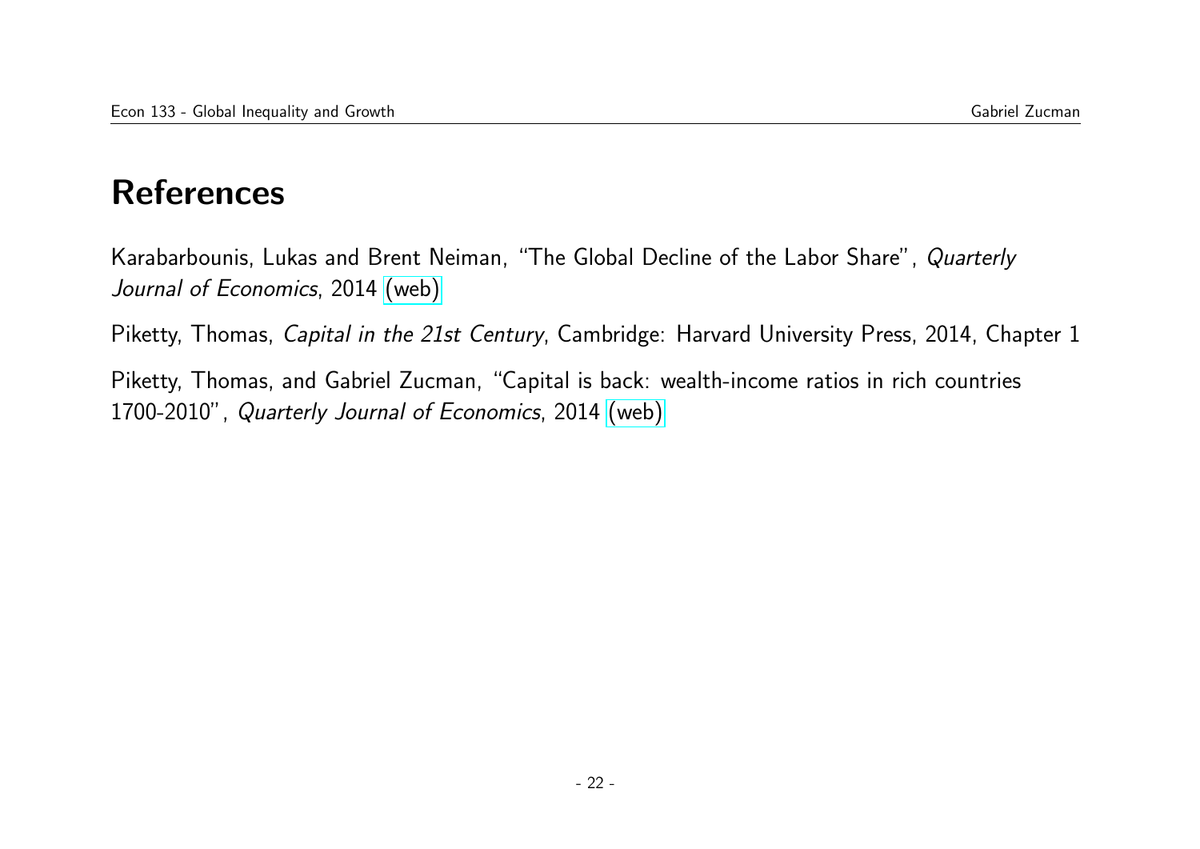# References

Karabarbounis, Lukas and Brent Neiman, "The Global Decline of the Labor Share", *Quarterly Journal of Economics*, 2014 (web)

Piketty, Thomas, *Capital in the 21st Century*, Cambridge: Harvard University Press, 2014, Chapter 1

Piketty, Thomas, and Gabriel Zucman, "Capital is back: wealth-income ratios in rich countries 1700-2010", *Quarterly Journal of Economics*, 2014 (web)